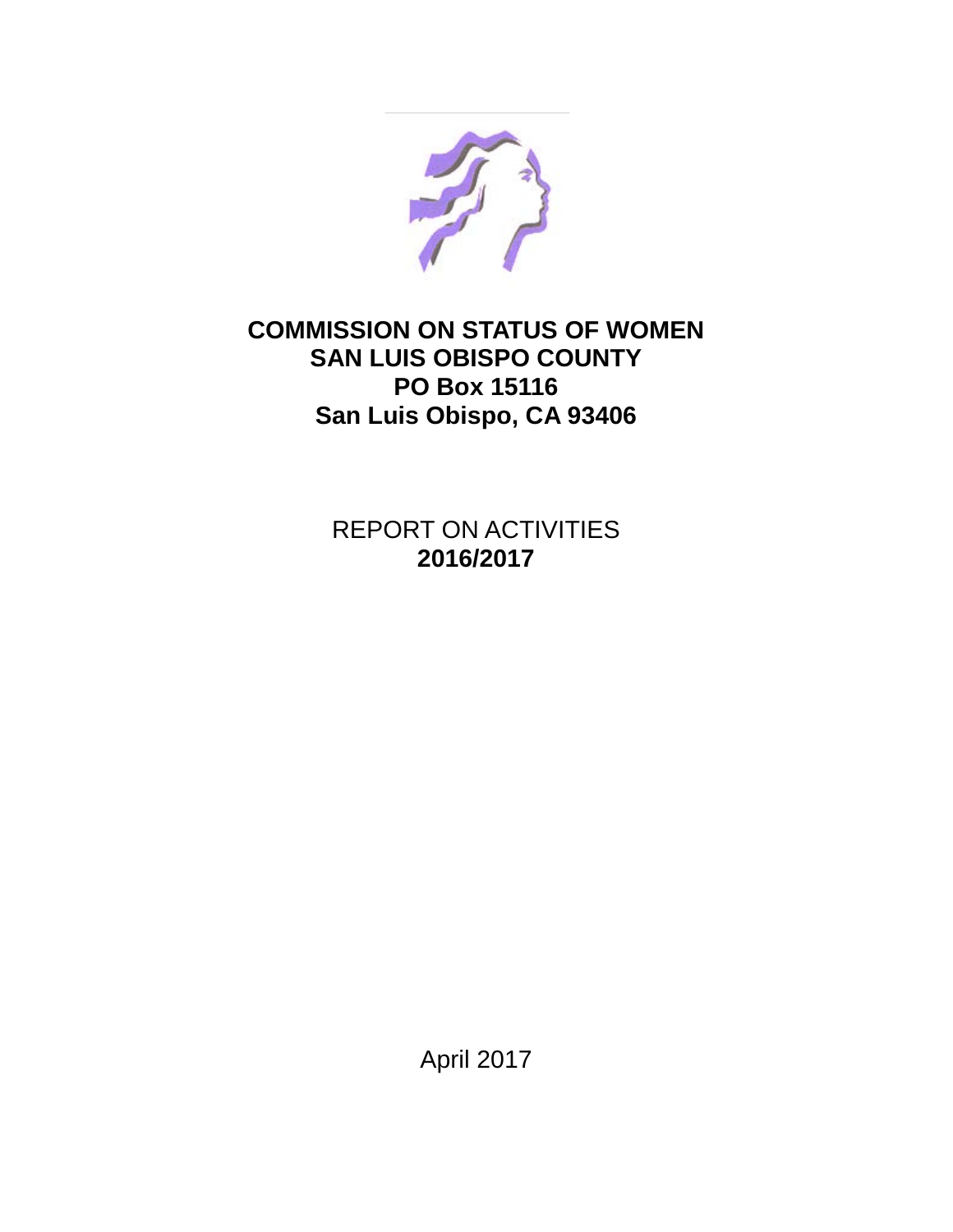# COMMISSION ON STATUS OF WOMEN
# SAN LUIS OBISPO COUNTY
# PO Box 15116
# San Luis Obispo, CA 93406

REPORT ON ACTIVITIES
**2016/2017**

April 2017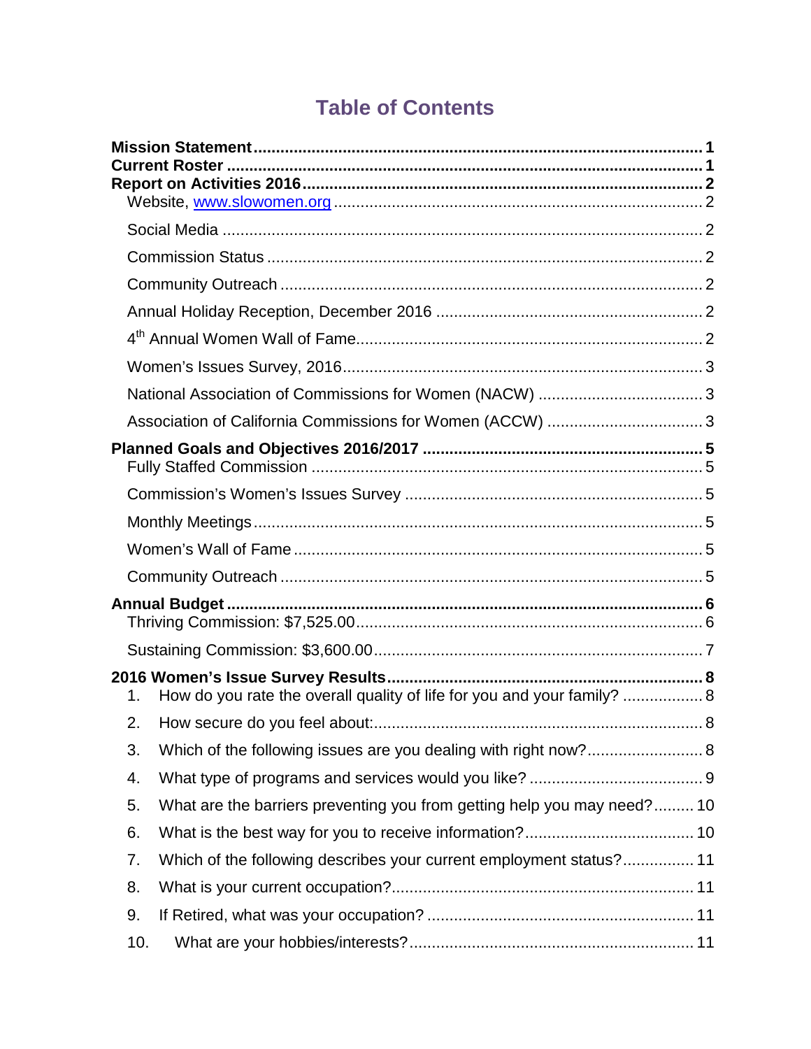# Table of Contents

**Mission Statement** ........ **1**
**Current Roster** ........ **1**
**Report on Activities 2016** ........ **2**

- Website, www.slowomen.org ........ 2
- Social Media ........ 2
- Commission Status ........ 2
- Community Outreach ........ 2
- Annual Holiday Reception, December 2016 ........ 2
- 4th Annual Women Wall of Fame ........ 2
- Women's Issues Survey, 2016 ........ 3
- National Association of Commissions for Women (NACW) ........ 3
- Association of California Commissions for Women (ACCW) ........ 3

**Planned Goals and Objectives 2016/2017** ........ **5**

- Fully Staffed Commission ........ 5
- Commission's Women's Issues Survey ........ 5
- Monthly Meetings ........ 5
- Women's Wall of Fame ........ 5
- Community Outreach ........ 5

**Annual Budget** ........ **6**

- Thriving Commission: $7,525.00 ........ 6
- Sustaining Commission: $3,600.00 ........ 7

**2016 Women's Issue Survey Results** ........ **8**

1. How do you rate the overall quality of life for you and your family? ........ 8
2. How secure do you feel about: ........ 8
3. Which of the following issues are you dealing with right now? ........ 8
4. What type of programs and services would you like? ........ 9
5. What are the barriers preventing you from getting help you may need? ........ 10
6. What is the best way for you to receive information? ........ 10
7. Which of the following describes your current employment status? ........ 11
8. What is your current occupation? ........ 11
9. If Retired, what was your occupation? ........ 11
10. What are your hobbies/interests? ........ 11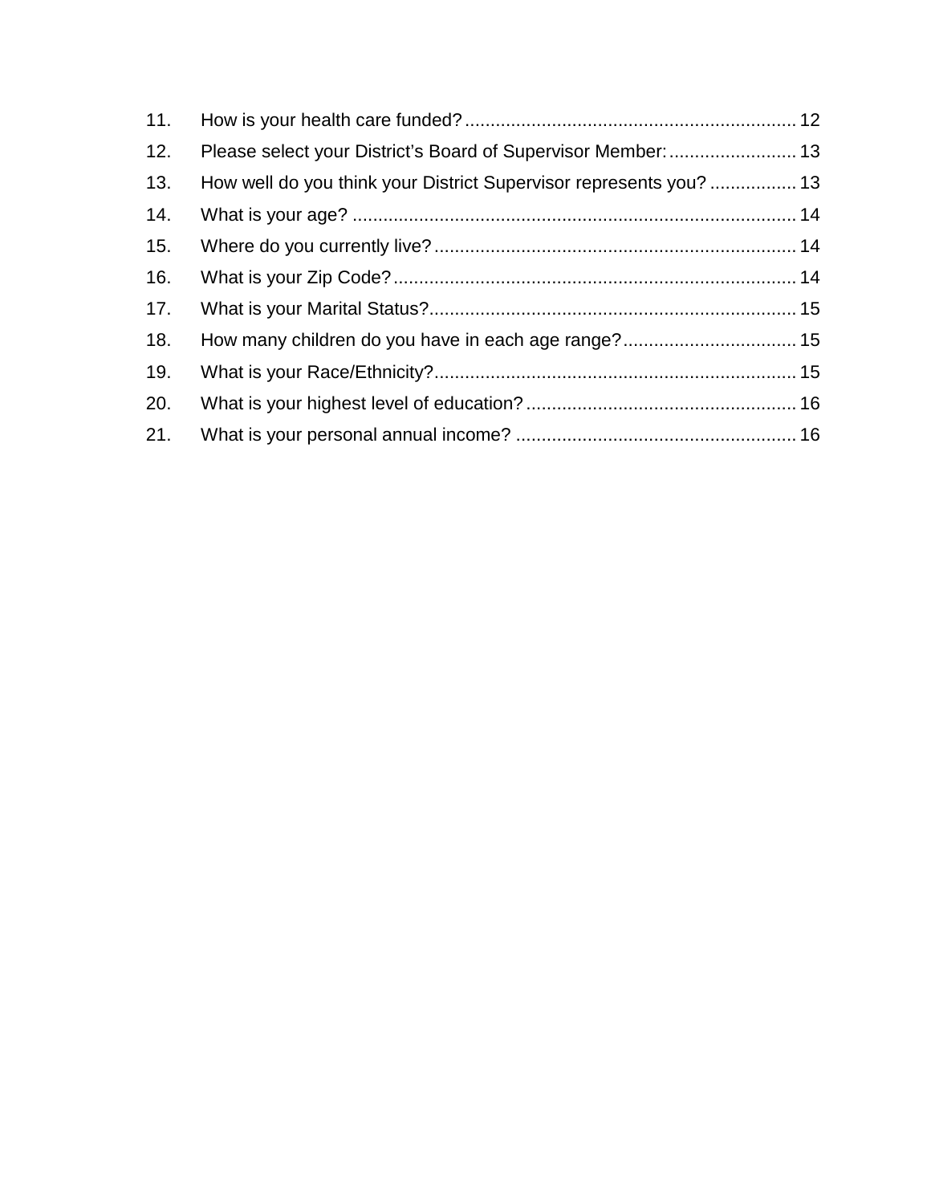11. How is your health care funded? ................................................................ 12
12. Please select your District's Board of Supervisor Member: ......................... 13
13. How well do you think your District Supervisor represents you? ................. 13
14. What is your age? ...................................................................................... 14
15. Where do you currently live? ...................................................................... 14
16. What is your Zip Code? .............................................................................. 14
17. What is your Marital Status? ....................................................................... 15
18. How many children do you have in each age range? .................................. 15
19. What is your Race/Ethnicity? ...................................................................... 15
20. What is your highest level of education? .................................................... 16
21. What is your personal annual income? ...................................................... 16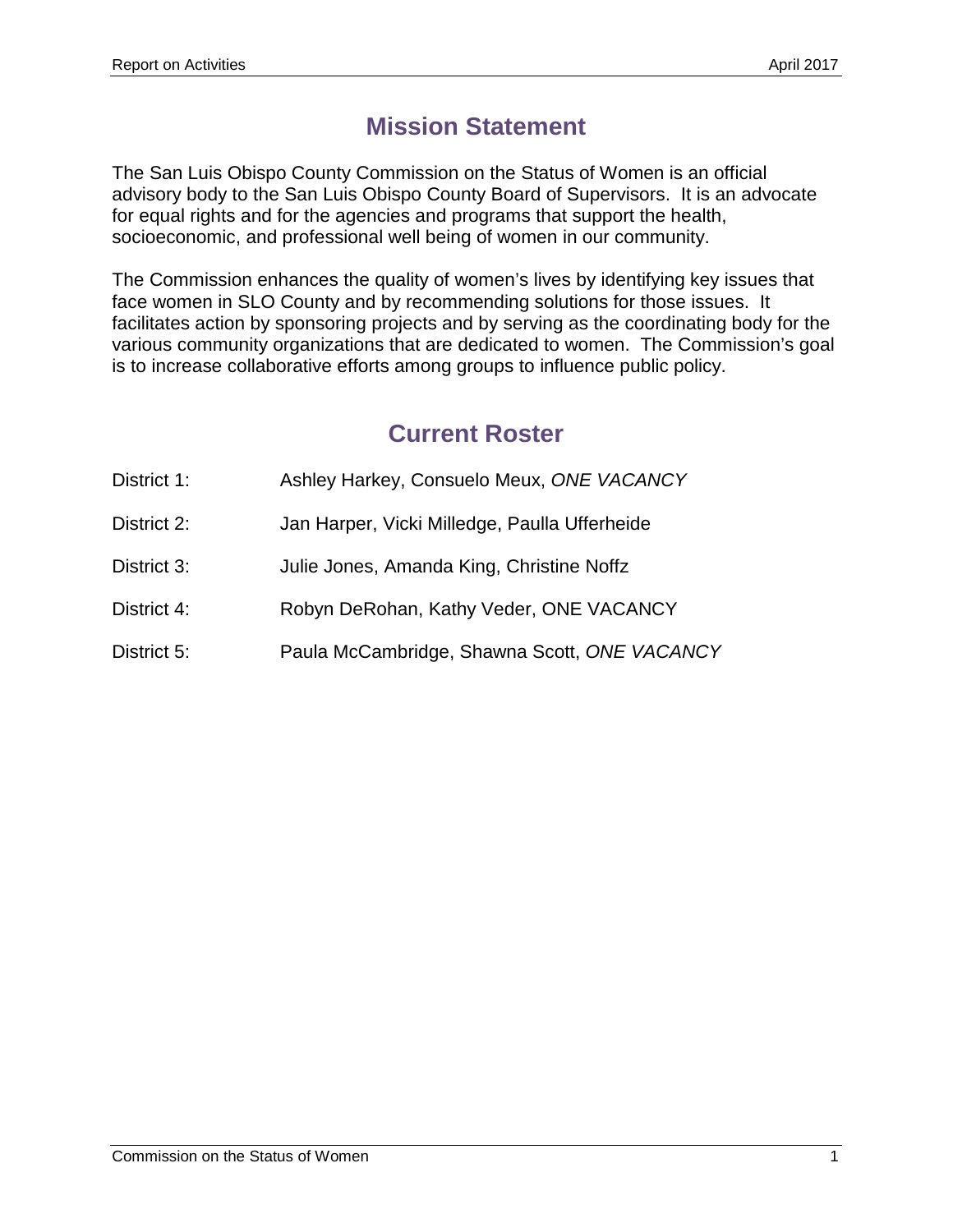## Mission Statement

The San Luis Obispo County Commission on the Status of Women is an official advisory body to the San Luis Obispo County Board of Supervisors. It is an advocate for equal rights and for the agencies and programs that support the health, socioeconomic, and professional well being of women in our community.

The Commission enhances the quality of women's lives by identifying key issues that face women in SLO County and by recommending solutions for those issues. It facilitates action by sponsoring projects and by serving as the coordinating body for the various community organizations that are dedicated to women. The Commission's goal is to increase collaborative efforts among groups to influence public policy.

## Current Roster

District 1: Ashley Harkey, Consuelo Meux, *ONE VACANCY*

District 2: Jan Harper, Vicki Milledge, Paulla Ufferheide

District 3: Julie Jones, Amanda King, Christine Noffz

District 4: Robyn DeRohan, Kathy Veder, ONE VACANCY

District 5: Paula McCambridge, Shawna Scott, *ONE VACANCY*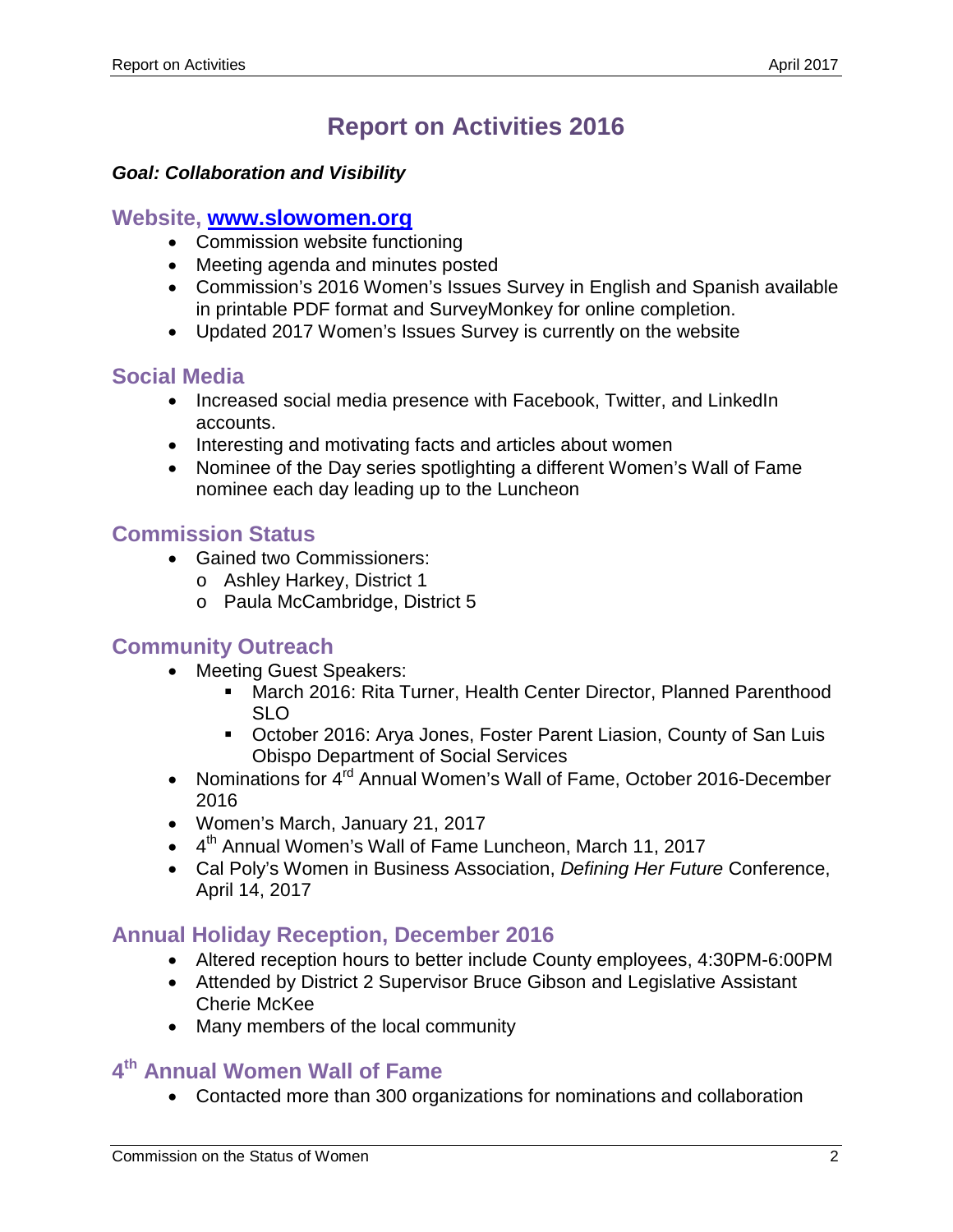# Report on Activities 2016

***Goal: Collaboration and Visibility***

## Website, [www.slowomen.org](http://www.slowomen.org)

- Commission website functioning
- Meeting agenda and minutes posted
- Commission's 2016 Women's Issues Survey in English and Spanish available in printable PDF format and SurveyMonkey for online completion.
- Updated 2017 Women's Issues Survey is currently on the website

## Social Media

- Increased social media presence with Facebook, Twitter, and LinkedIn accounts.
- Interesting and motivating facts and articles about women
- Nominee of the Day series spotlighting a different Women's Wall of Fame nominee each day leading up to the Luncheon

## Commission Status

- Gained two Commissioners:
  - Ashley Harkey, District 1
  - Paula McCambridge, District 5

## Community Outreach

- Meeting Guest Speakers:
  - March 2016: Rita Turner, Health Center Director, Planned Parenthood SLO
  - October 2016: Arya Jones, Foster Parent Liasion, County of San Luis Obispo Department of Social Services
- Nominations for 4th Annual Women's Wall of Fame, October 2016-December 2016
- Women's March, January 21, 2017
- 4th Annual Women's Wall of Fame Luncheon, March 11, 2017
- Cal Poly's Women in Business Association, *Defining Her Future* Conference, April 14, 2017

## Annual Holiday Reception, December 2016

- Altered reception hours to better include County employees, 4:30PM-6:00PM
- Attended by District 2 Supervisor Bruce Gibson and Legislative Assistant Cherie McKee
- Many members of the local community

## 4th Annual Women Wall of Fame

- Contacted more than 300 organizations for nominations and collaboration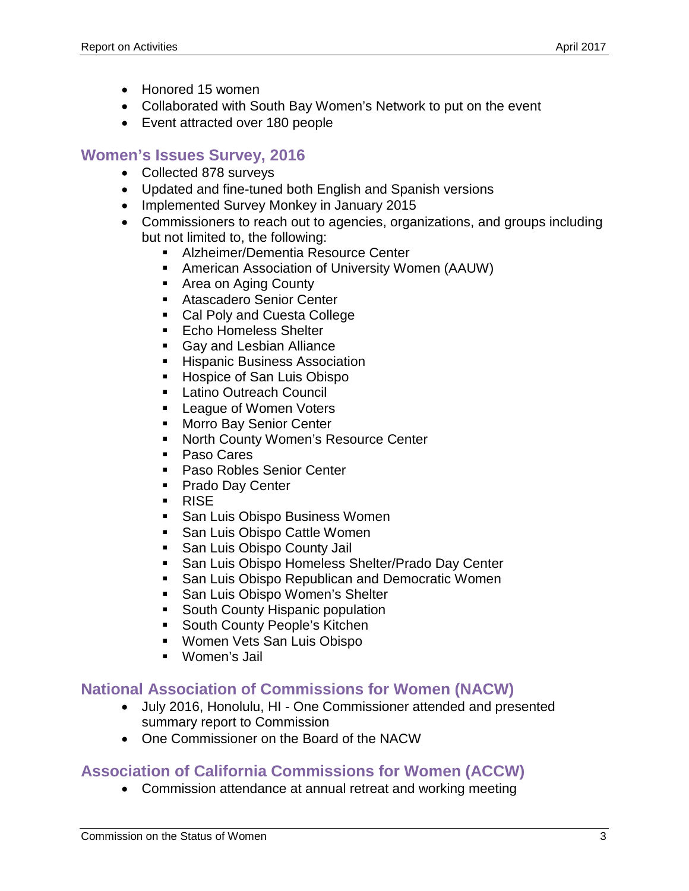- Honored 15 women
- Collaborated with South Bay Women's Network to put on the event
- Event attracted over 180 people

## Women's Issues Survey, 2016

- Collected 878 surveys
- Updated and fine-tuned both English and Spanish versions
- Implemented Survey Monkey in January 2015
- Commissioners to reach out to agencies, organizations, and groups including but not limited to, the following:
    - Alzheimer/Dementia Resource Center
    - American Association of University Women (AAUW)
    - Area on Aging County
    - Atascadero Senior Center
    - Cal Poly and Cuesta College
    - Echo Homeless Shelter
    - Gay and Lesbian Alliance
    - Hispanic Business Association
    - Hospice of San Luis Obispo
    - Latino Outreach Council
    - League of Women Voters
    - Morro Bay Senior Center
    - North County Women's Resource Center
    - Paso Cares
    - Paso Robles Senior Center
    - Prado Day Center
    - RISE
    - San Luis Obispo Business Women
    - San Luis Obispo Cattle Women
    - San Luis Obispo County Jail
    - San Luis Obispo Homeless Shelter/Prado Day Center
    - San Luis Obispo Republican and Democratic Women
    - San Luis Obispo Women's Shelter
    - South County Hispanic population
    - South County People's Kitchen
    - Women Vets San Luis Obispo
    - Women's Jail

## National Association of Commissions for Women (NACW)

- July 2016, Honolulu, HI - One Commissioner attended and presented summary report to Commission
- One Commissioner on the Board of the NACW

## Association of California Commissions for Women (ACCW)

- Commission attendance at annual retreat and working meeting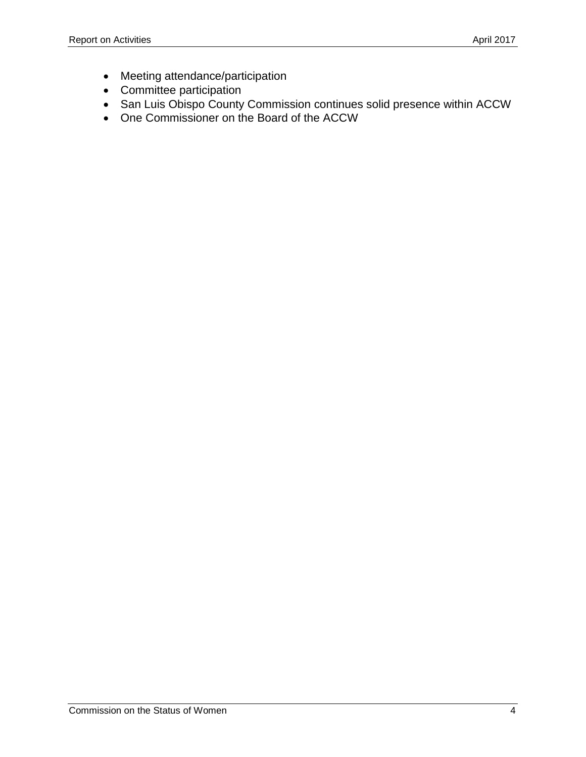- Meeting attendance/participation
- Committee participation
- San Luis Obispo County Commission continues solid presence within ACCW
- One Commissioner on the Board of the ACCW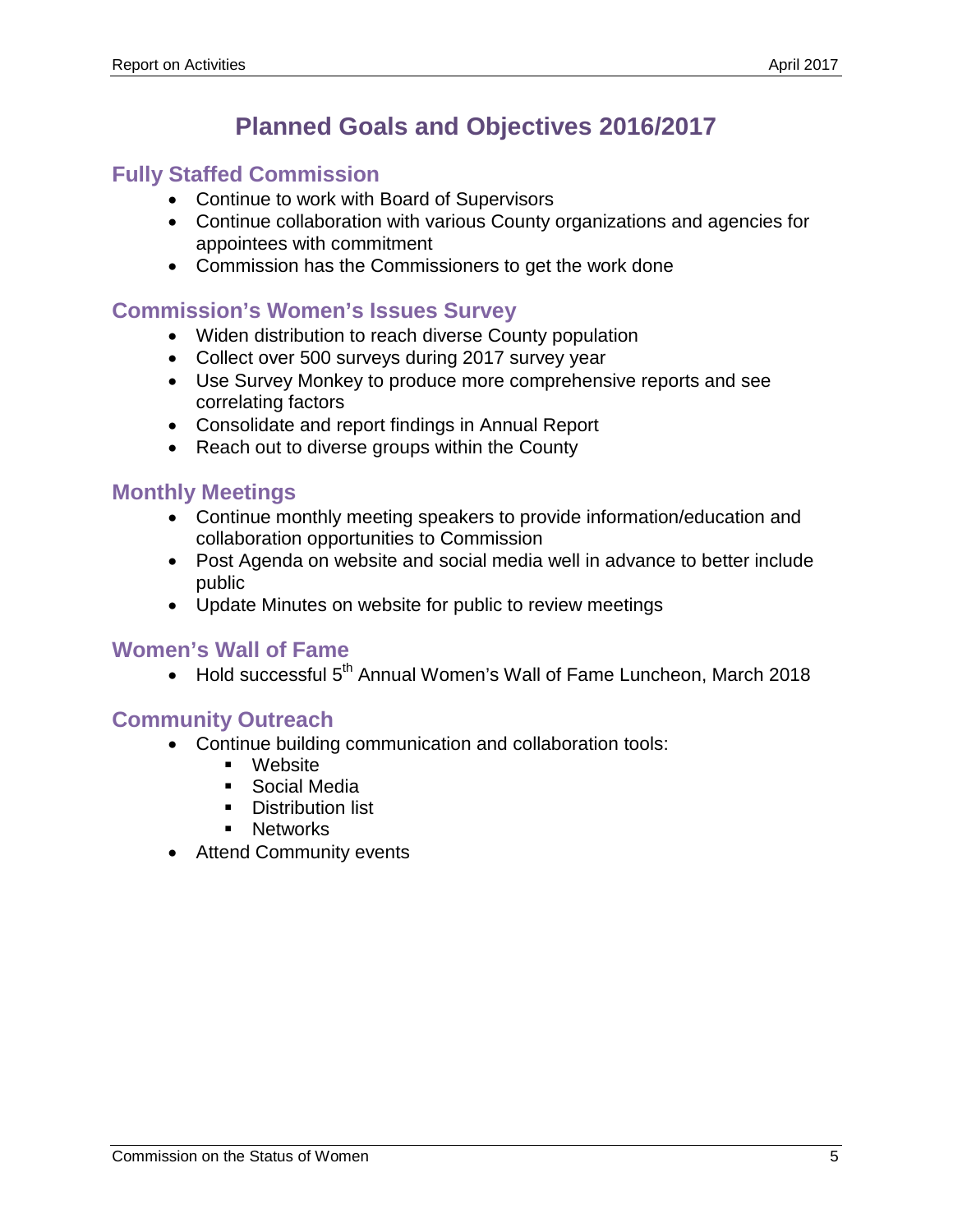# Planned Goals and Objectives 2016/2017

## Fully Staffed Commission

- Continue to work with Board of Supervisors
- Continue collaboration with various County organizations and agencies for appointees with commitment
- Commission has the Commissioners to get the work done

## Commission's Women's Issues Survey

- Widen distribution to reach diverse County population
- Collect over 500 surveys during 2017 survey year
- Use Survey Monkey to produce more comprehensive reports and see correlating factors
- Consolidate and report findings in Annual Report
- Reach out to diverse groups within the County

## Monthly Meetings

- Continue monthly meeting speakers to provide information/education and collaboration opportunities to Commission
- Post Agenda on website and social media well in advance to better include public
- Update Minutes on website for public to review meetings

## Women's Wall of Fame

- Hold successful 5th Annual Women's Wall of Fame Luncheon, March 2018

## Community Outreach

- Continue building communication and collaboration tools:
  - Website
  - Social Media
  - Distribution list
  - Networks
- Attend Community events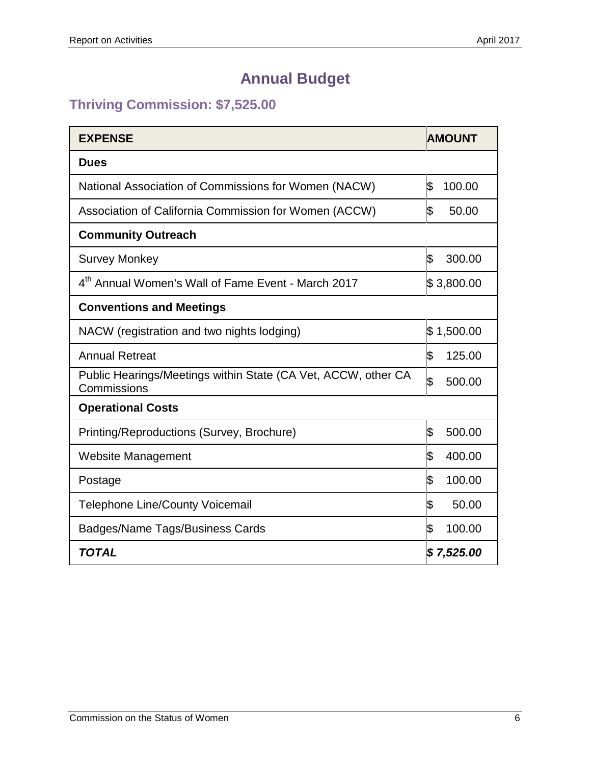# Annual Budget

## Thriving Commission: $7,525.00

| EXPENSE | AMOUNT |
|---|---|
| **Dues** | |
| National Association of Commissions for Women (NACW) | $ 100.00 |
| Association of California Commission for Women (ACCW) | $ 50.00 |
| **Community Outreach** | |
| Survey Monkey | $ 300.00 |
| 4th Annual Women's Wall of Fame Event - March 2017 | $ 3,800.00 |
| **Conventions and Meetings** | |
| NACW (registration and two nights lodging) | $ 1,500.00 |
| Annual Retreat | $ 125.00 |
| Public Hearings/Meetings within State (CA Vet, ACCW, other CA Commissions | $ 500.00 |
| **Operational Costs** | |
| Printing/Reproductions (Survey, Brochure) | $ 500.00 |
| Website Management | $ 400.00 |
| Postage | $ 100.00 |
| Telephone Line/County Voicemail | $ 50.00 |
| Badges/Name Tags/Business Cards | $ 100.00 |
| ***TOTAL*** | ***$ 7,525.00*** |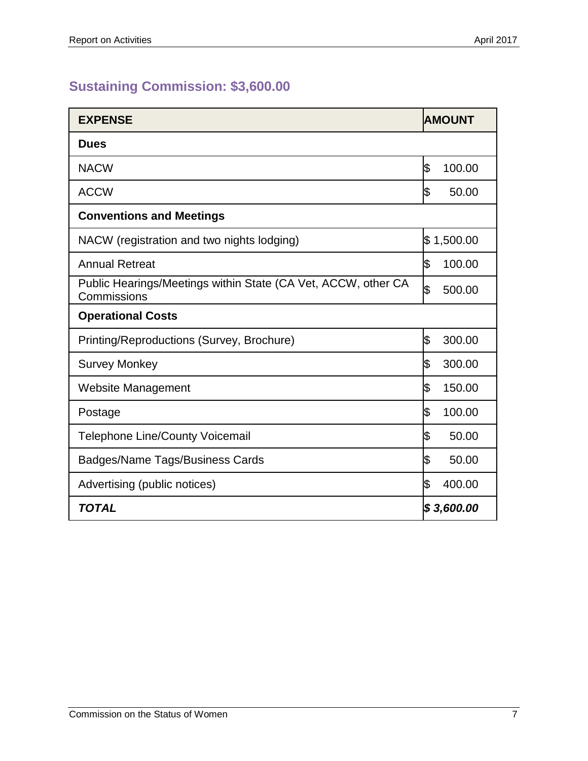## Sustaining Commission: $3,600.00

| EXPENSE | AMOUNT |
|---|---|
| **Dues** | |
| NACW | $ 100.00 |
| ACCW | $ 50.00 |
| **Conventions and Meetings** | |
| NACW (registration and two nights lodging) | $ 1,500.00 |
| Annual Retreat | $ 100.00 |
| Public Hearings/Meetings within State (CA Vet, ACCW, other CA Commissions | $ 500.00 |
| **Operational Costs** | |
| Printing/Reproductions (Survey, Brochure) | $ 300.00 |
| Survey Monkey | $ 300.00 |
| Website Management | $ 150.00 |
| Postage | $ 100.00 |
| Telephone Line/County Voicemail | $ 50.00 |
| Badges/Name Tags/Business Cards | $ 50.00 |
| Advertising (public notices) | $ 400.00 |
| ***TOTAL*** | ***$ 3,600.00*** |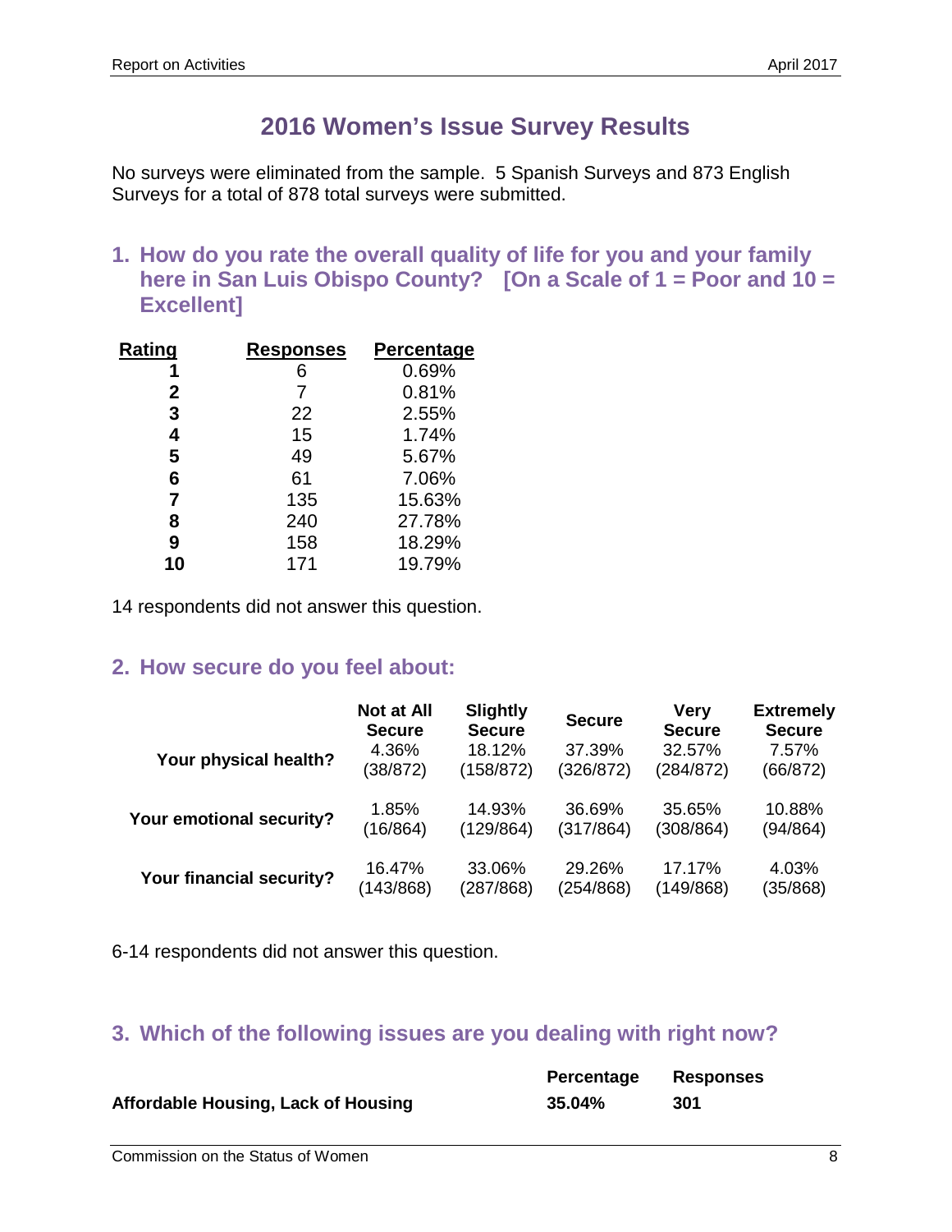## 2016 Women's Issue Survey Results

No surveys were eliminated from the sample. 5 Spanish Surveys and 873 English Surveys for a total of 878 total surveys were submitted.

### 1. How do you rate the overall quality of life for you and your family here in San Luis Obispo County? [On a Scale of 1 = Poor and 10 = Excellent]

| Rating | Responses | Percentage |
|---|---|---|
| **1** | 6 | 0.69% |
| **2** | 7 | 0.81% |
| **3** | 22 | 2.55% |
| **4** | 15 | 1.74% |
| **5** | 49 | 5.67% |
| **6** | 61 | 7.06% |
| **7** | 135 | 15.63% |
| **8** | 240 | 27.78% |
| **9** | 158 | 18.29% |
| **10** | 171 | 19.79% |

14 respondents did not answer this question.

### 2. How secure do you feel about:

| | Not at All Secure | Slightly Secure | Secure | Very Secure | Extremely Secure |
|---|---|---|---|---|---|
| **Your physical health?** | 4.36% (38/872) | 18.12% (158/872) | 37.39% (326/872) | 32.57% (284/872) | 7.57% (66/872) |
| **Your emotional security?** | 1.85% (16/864) | 14.93% (129/864) | 36.69% (317/864) | 35.65% (308/864) | 10.88% (94/864) |
| **Your financial security?** | 16.47% (143/868) | 33.06% (287/868) | 29.26% (254/868) | 17.17% (149/868) | 4.03% (35/868) |

6-14 respondents did not answer this question.

### 3. Which of the following issues are you dealing with right now?

| | Percentage | Responses |
|---|---|---|
| **Affordable Housing, Lack of Housing** | **35.04%** | **301** |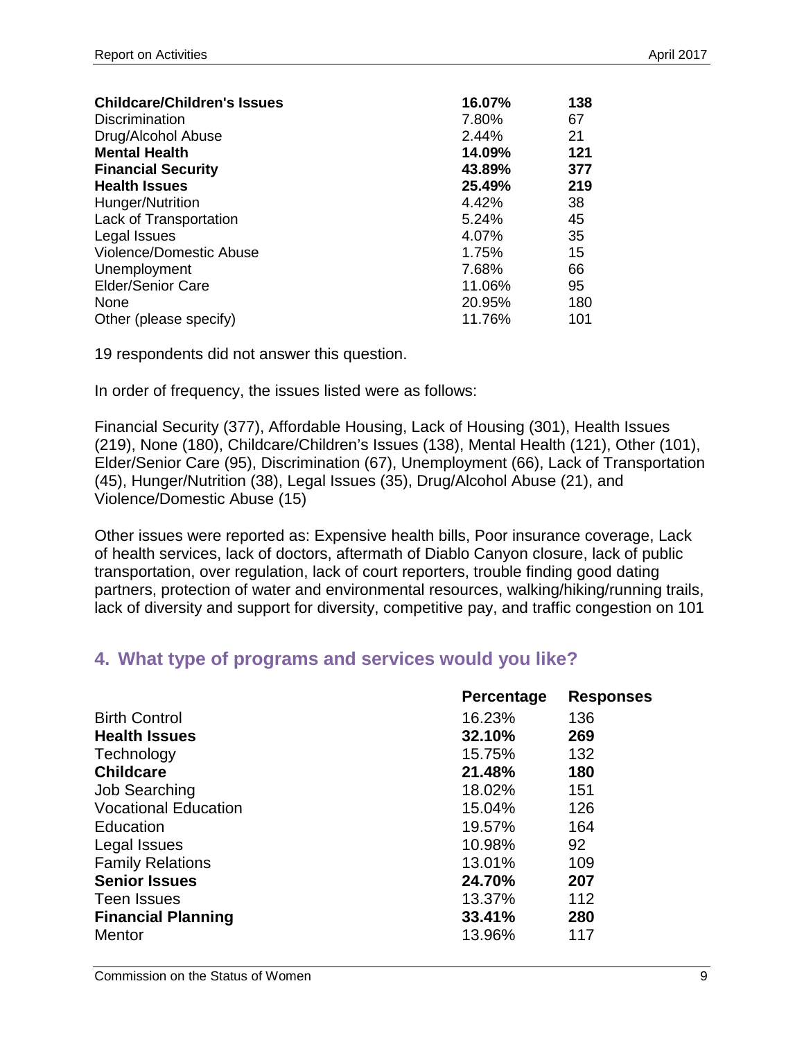| | | |
|---|---|---|
| **Childcare/Children's Issues** | **16.07%** | **138** |
| Discrimination | 7.80% | 67 |
| Drug/Alcohol Abuse | 2.44% | 21 |
| **Mental Health** | **14.09%** | **121** |
| **Financial Security** | **43.89%** | **377** |
| **Health Issues** | **25.49%** | **219** |
| Hunger/Nutrition | 4.42% | 38 |
| Lack of Transportation | 5.24% | 45 |
| Legal Issues | 4.07% | 35 |
| Violence/Domestic Abuse | 1.75% | 15 |
| Unemployment | 7.68% | 66 |
| Elder/Senior Care | 11.06% | 95 |
| None | 20.95% | 180 |
| Other (please specify) | 11.76% | 101 |

19 respondents did not answer this question.

In order of frequency, the issues listed were as follows:

Financial Security (377), Affordable Housing, Lack of Housing (301), Health Issues (219), None (180), Childcare/Children's Issues (138), Mental Health (121), Other (101), Elder/Senior Care (95), Discrimination (67), Unemployment (66), Lack of Transportation (45), Hunger/Nutrition (38), Legal Issues (35), Drug/Alcohol Abuse (21), and Violence/Domestic Abuse (15)

Other issues were reported as: Expensive health bills, Poor insurance coverage, Lack of health services, lack of doctors, aftermath of Diablo Canyon closure, lack of public transportation, over regulation, lack of court reporters, trouble finding good dating partners, protection of water and environmental resources, walking/hiking/running trails, lack of diversity and support for diversity, competitive pay, and traffic congestion on 101

## 4. What type of programs and services would you like?

| | Percentage | Responses |
|---|---|---|
| Birth Control | 16.23% | 136 |
| **Health Issues** | **32.10%** | **269** |
| Technology | 15.75% | 132 |
| **Childcare** | **21.48%** | **180** |
| Job Searching | 18.02% | 151 |
| Vocational Education | 15.04% | 126 |
| Education | 19.57% | 164 |
| Legal Issues | 10.98% | 92 |
| Family Relations | 13.01% | 109 |
| **Senior Issues** | **24.70%** | **207** |
| Teen Issues | 13.37% | 112 |
| **Financial Planning** | **33.41%** | **280** |
| Mentor | 13.96% | 117 |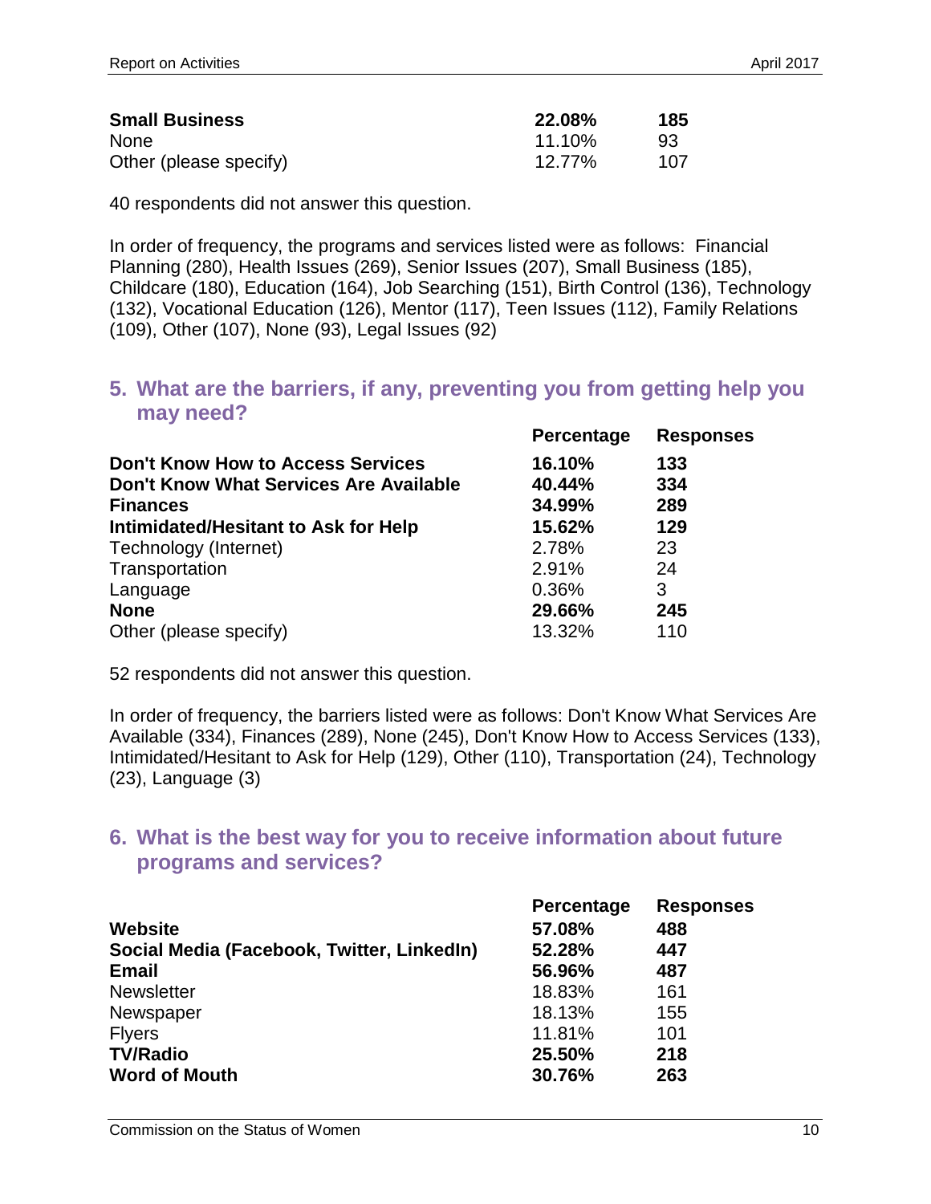| | | |
|---|---|---|
| **Small Business** | **22.08%** | **185** |
| None | 11.10% | 93 |
| Other (please specify) | 12.77% | 107 |

40 respondents did not answer this question.

In order of frequency, the programs and services listed were as follows: Financial Planning (280), Health Issues (269), Senior Issues (207), Small Business (185), Childcare (180), Education (164), Job Searching (151), Birth Control (136), Technology (132), Vocational Education (126), Mentor (117), Teen Issues (112), Family Relations (109), Other (107), None (93), Legal Issues (92)

## 5. What are the barriers, if any, preventing you from getting help you may need?

| | Percentage | Responses |
|---|---|---|
| **Don't Know How to Access Services** | **16.10%** | **133** |
| **Don't Know What Services Are Available** | **40.44%** | **334** |
| **Finances** | **34.99%** | **289** |
| **Intimidated/Hesitant to Ask for Help** | **15.62%** | **129** |
| Technology (Internet) | 2.78% | 23 |
| Transportation | 2.91% | 24 |
| Language | 0.36% | 3 |
| **None** | **29.66%** | **245** |
| Other (please specify) | 13.32% | 110 |

52 respondents did not answer this question.

In order of frequency, the barriers listed were as follows: Don't Know What Services Are Available (334), Finances (289), None (245), Don't Know How to Access Services (133), Intimidated/Hesitant to Ask for Help (129), Other (110), Transportation (24), Technology (23), Language (3)

## 6. What is the best way for you to receive information about future programs and services?

| | Percentage | Responses |
|---|---|---|
| **Website** | **57.08%** | **488** |
| **Social Media (Facebook, Twitter, LinkedIn)** | **52.28%** | **447** |
| **Email** | **56.96%** | **487** |
| Newsletter | 18.83% | 161 |
| Newspaper | 18.13% | 155 |
| Flyers | 11.81% | 101 |
| **TV/Radio** | **25.50%** | **218** |
| **Word of Mouth** | **30.76%** | **263** |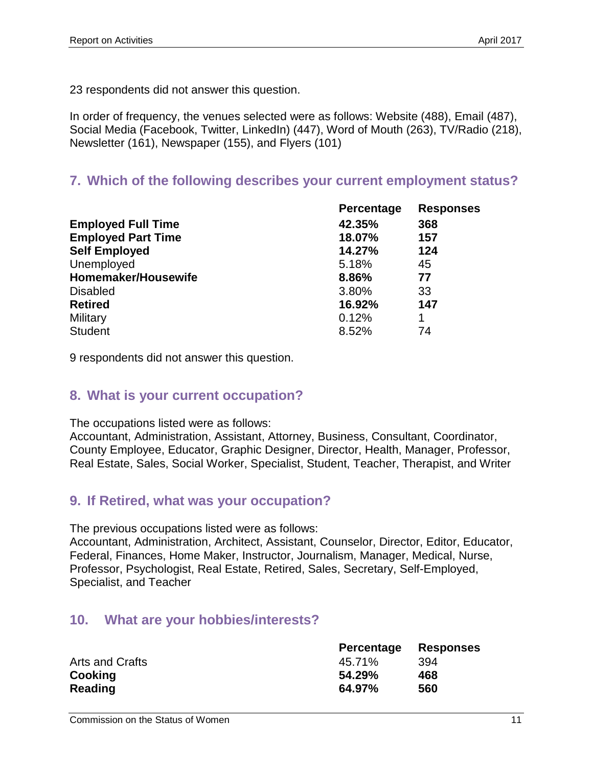23 respondents did not answer this question.

In order of frequency, the venues selected were as follows: Website (488), Email (487), Social Media (Facebook, Twitter, LinkedIn) (447), Word of Mouth (263), TV/Radio (218), Newsletter (161), Newspaper (155), and Flyers (101)

## 7. Which of the following describes your current employment status?

| | Percentage | Responses |
|---|---|---|
| **Employed Full Time** | **42.35%** | **368** |
| **Employed Part Time** | **18.07%** | **157** |
| **Self Employed** | **14.27%** | **124** |
| Unemployed | 5.18% | 45 |
| **Homemaker/Housewife** | **8.86%** | **77** |
| Disabled | 3.80% | 33 |
| **Retired** | **16.92%** | **147** |
| Military | 0.12% | 1 |
| Student | 8.52% | 74 |

9 respondents did not answer this question.

## 8. What is your current occupation?

The occupations listed were as follows:
Accountant, Administration, Assistant, Attorney, Business, Consultant, Coordinator, County Employee, Educator, Graphic Designer, Director, Health, Manager, Professor, Real Estate, Sales, Social Worker, Specialist, Student, Teacher, Therapist, and Writer

## 9. If Retired, what was your occupation?

The previous occupations listed were as follows:
Accountant, Administration, Architect, Assistant, Counselor, Director, Editor, Educator, Federal, Finances, Home Maker, Instructor, Journalism, Manager, Medical, Nurse, Professor, Psychologist, Real Estate, Retired, Sales, Secretary, Self-Employed, Specialist, and Teacher

## 10. What are your hobbies/interests?

| | Percentage | Responses |
|---|---|---|
| Arts and Crafts | 45.71% | 394 |
| **Cooking** | **54.29%** | **468** |
| **Reading** | **64.97%** | **560** |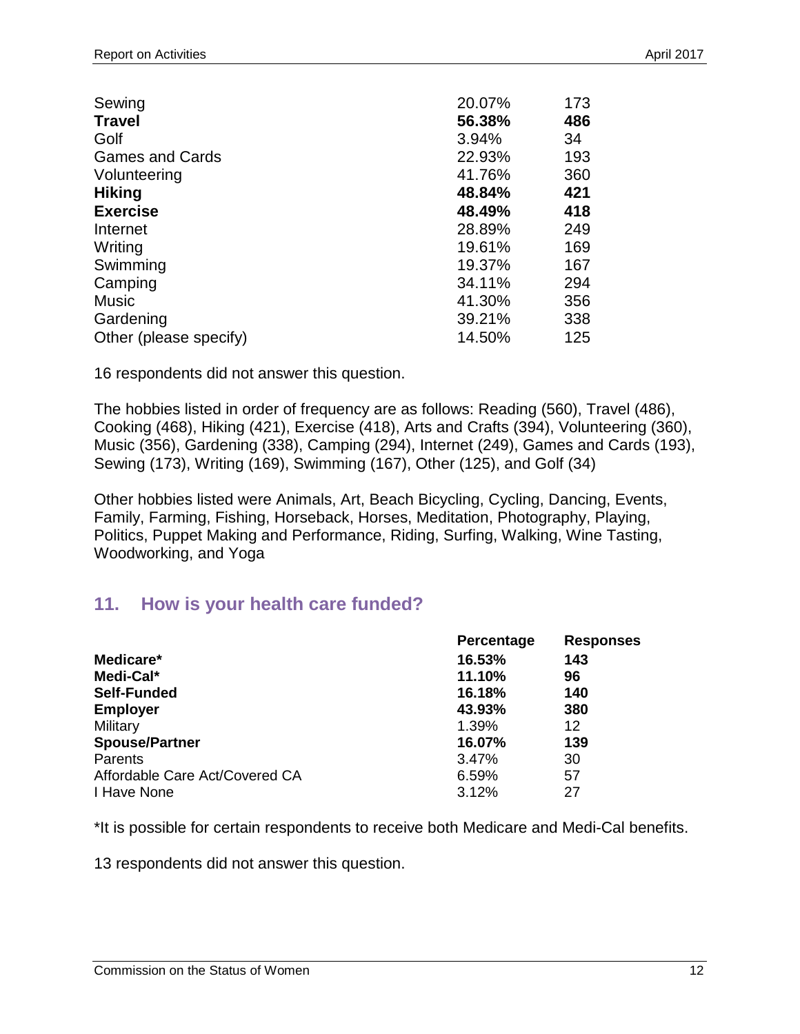| | | |
|---|---|---|
| Sewing | 20.07% | 173 |
| **Travel** | **56.38%** | **486** |
| Golf | 3.94% | 34 |
| Games and Cards | 22.93% | 193 |
| Volunteering | 41.76% | 360 |
| **Hiking** | **48.84%** | **421** |
| **Exercise** | **48.49%** | **418** |
| Internet | 28.89% | 249 |
| Writing | 19.61% | 169 |
| Swimming | 19.37% | 167 |
| Camping | 34.11% | 294 |
| Music | 41.30% | 356 |
| Gardening | 39.21% | 338 |
| Other (please specify) | 14.50% | 125 |

16 respondents did not answer this question.

The hobbies listed in order of frequency are as follows: Reading (560), Travel (486), Cooking (468), Hiking (421), Exercise (418), Arts and Crafts (394), Volunteering (360), Music (356), Gardening (338), Camping (294), Internet (249), Games and Cards (193), Sewing (173), Writing (169), Swimming (167), Other (125), and Golf (34)

Other hobbies listed were Animals, Art, Beach Bicycling, Cycling, Dancing, Events, Family, Farming, Fishing, Horseback, Horses, Meditation, Photography, Playing, Politics, Puppet Making and Performance, Riding, Surfing, Walking, Wine Tasting, Woodworking, and Yoga

## 11. How is your health care funded?

| | Percentage | Responses |
|---|---|---|
| **Medicare*** | **16.53%** | **143** |
| **Medi-Cal*** | **11.10%** | **96** |
| **Self-Funded** | **16.18%** | **140** |
| **Employer** | **43.93%** | **380** |
| Military | 1.39% | 12 |
| **Spouse/Partner** | **16.07%** | **139** |
| Parents | 3.47% | 30 |
| Affordable Care Act/Covered CA | 6.59% | 57 |
| I Have None | 3.12% | 27 |

*It is possible for certain respondents to receive both Medicare and Medi-Cal benefits.

13 respondents did not answer this question.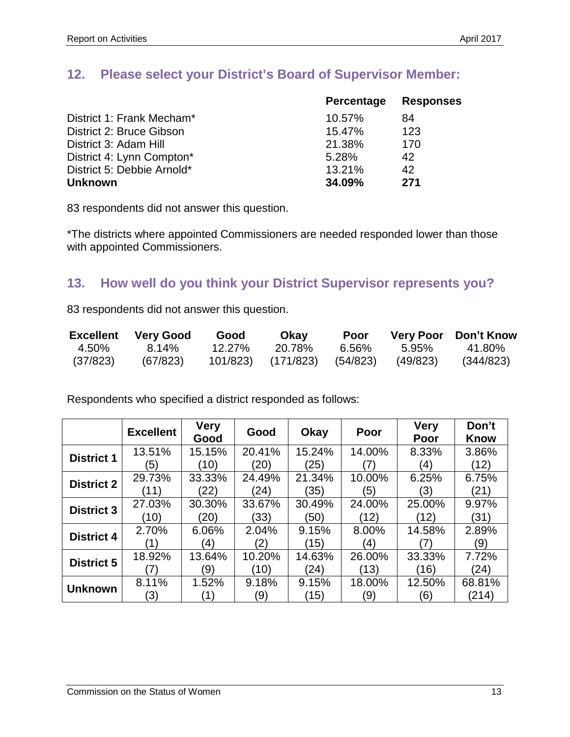## 12. Please select your District's Board of Supervisor Member:

| | Percentage | Responses |
|---|---|---|
| District 1: Frank Mecham* | 10.57% | 84 |
| District 2: Bruce Gibson | 15.47% | 123 |
| District 3: Adam Hill | 21.38% | 170 |
| District 4: Lynn Compton* | 5.28% | 42 |
| District 5: Debbie Arnold* | 13.21% | 42 |
| **Unknown** | **34.09%** | **271** |

83 respondents did not answer this question.

*The districts where appointed Commissioners are needed responded lower than those with appointed Commissioners.

## 13. How well do you think your District Supervisor represents you?

83 respondents did not answer this question.

| Excellent | Very Good | Good | Okay | Poor | Very Poor | Don't Know |
|---|---|---|---|---|---|---|
| 4.50% | 8.14% | 12.27% | 20.78% | 6.56% | 5.95% | 41.80% |
| (37/823) | (67/823) | 101/823) | (171/823) | (54/823) | (49/823) | (344/823) |

Respondents who specified a district responded as follows:

| | Excellent | Very Good | Good | Okay | Poor | Very Poor | Don't Know |
|---|---|---|---|---|---|---|---|
| **District 1** | 13.51% (5) | 15.15% (10) | 20.41% (20) | 15.24% (25) | 14.00% (7) | 8.33% (4) | 3.86% (12) |
| **District 2** | 29.73% (11) | 33.33% (22) | 24.49% (24) | 21.34% (35) | 10.00% (5) | 6.25% (3) | 6.75% (21) |
| **District 3** | 27.03% (10) | 30.30% (20) | 33.67% (33) | 30.49% (50) | 24.00% (12) | 25.00% (12) | 9.97% (31) |
| **District 4** | 2.70% (1) | 6.06% (4) | 2.04% (2) | 9.15% (15) | 8.00% (4) | 14.58% (7) | 2.89% (9) |
| **District 5** | 18.92% (7) | 13.64% (9) | 10.20% (10) | 14.63% (24) | 26.00% (13) | 33.33% (16) | 7.72% (24) |
| **Unknown** | 8.11% (3) | 1.52% (1) | 9.18% (9) | 9.15% (15) | 18.00% (9) | 12.50% (6) | 68.81% (214) |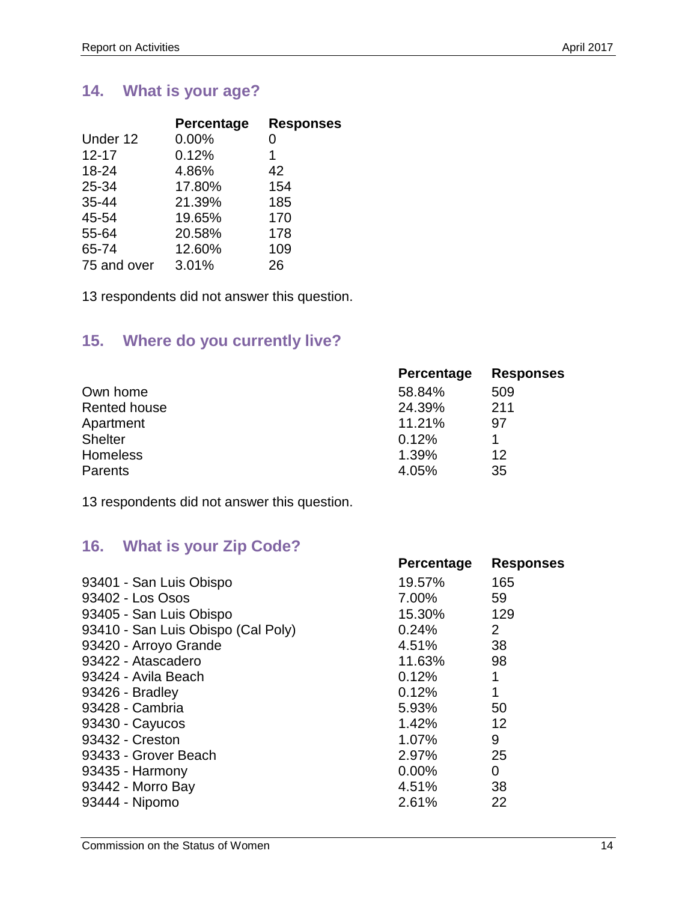## 14. What is your age?

| | Percentage | Responses |
|---|---|---|
| Under 12 | 0.00% | 0 |
| 12-17 | 0.12% | 1 |
| 18-24 | 4.86% | 42 |
| 25-34 | 17.80% | 154 |
| 35-44 | 21.39% | 185 |
| 45-54 | 19.65% | 170 |
| 55-64 | 20.58% | 178 |
| 65-74 | 12.60% | 109 |
| 75 and over | 3.01% | 26 |

13 respondents did not answer this question.

## 15. Where do you currently live?

| | Percentage | Responses |
|---|---|---|
| Own home | 58.84% | 509 |
| Rented house | 24.39% | 211 |
| Apartment | 11.21% | 97 |
| Shelter | 0.12% | 1 |
| Homeless | 1.39% | 12 |
| Parents | 4.05% | 35 |

13 respondents did not answer this question.

## 16. What is your Zip Code?

| | Percentage | Responses |
|---|---|---|
| 93401 - San Luis Obispo | 19.57% | 165 |
| 93402 - Los Osos | 7.00% | 59 |
| 93405 - San Luis Obispo | 15.30% | 129 |
| 93410 - San Luis Obispo (Cal Poly) | 0.24% | 2 |
| 93420 - Arroyo Grande | 4.51% | 38 |
| 93422 - Atascadero | 11.63% | 98 |
| 93424 - Avila Beach | 0.12% | 1 |
| 93426 - Bradley | 0.12% | 1 |
| 93428 - Cambria | 5.93% | 50 |
| 93430 - Cayucos | 1.42% | 12 |
| 93432 - Creston | 1.07% | 9 |
| 93433 - Grover Beach | 2.97% | 25 |
| 93435 - Harmony | 0.00% | 0 |
| 93442 - Morro Bay | 4.51% | 38 |
| 93444 - Nipomo | 2.61% | 22 |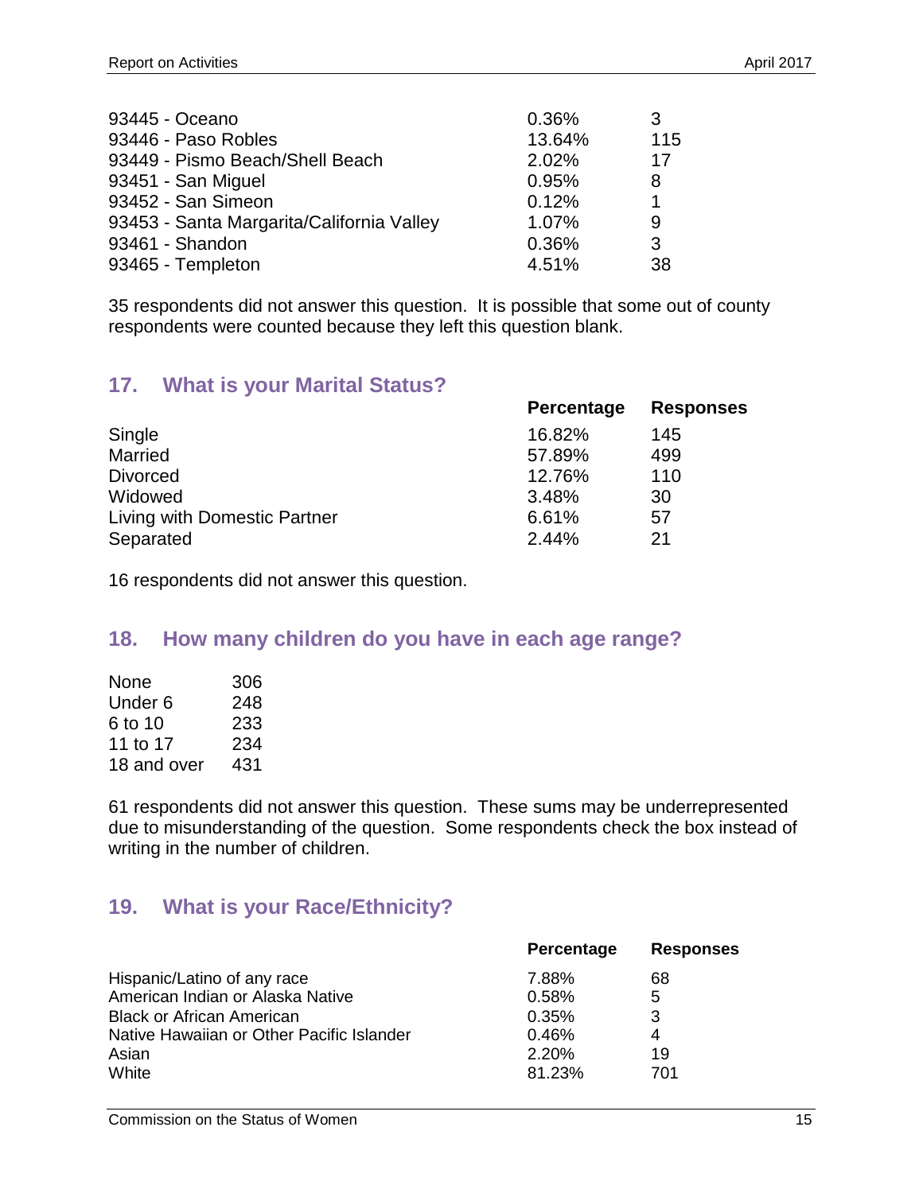| | | |
|---|---|---|
| 93445 - Oceano | 0.36% | 3 |
| 93446 - Paso Robles | 13.64% | 115 |
| 93449 - Pismo Beach/Shell Beach | 2.02% | 17 |
| 93451 - San Miguel | 0.95% | 8 |
| 93452 - San Simeon | 0.12% | 1 |
| 93453 - Santa Margarita/California Valley | 1.07% | 9 |
| 93461 - Shandon | 0.36% | 3 |
| 93465 - Templeton | 4.51% | 38 |

35 respondents did not answer this question. It is possible that some out of county respondents were counted because they left this question blank.

## 17. What is your Marital Status?

| | Percentage | Responses |
|---|---|---|
| Single | 16.82% | 145 |
| Married | 57.89% | 499 |
| Divorced | 12.76% | 110 |
| Widowed | 3.48% | 30 |
| Living with Domestic Partner | 6.61% | 57 |
| Separated | 2.44% | 21 |

16 respondents did not answer this question.

## 18. How many children do you have in each age range?

| | |
|---|---|
| None | 306 |
| Under 6 | 248 |
| 6 to 10 | 233 |
| 11 to 17 | 234 |
| 18 and over | 431 |

61 respondents did not answer this question. These sums may be underrepresented due to misunderstanding of the question. Some respondents check the box instead of writing in the number of children.

## 19. What is your Race/Ethnicity?

| | Percentage | Responses |
|---|---|---|
| Hispanic/Latino of any race | 7.88% | 68 |
| American Indian or Alaska Native | 0.58% | 5 |
| Black or African American | 0.35% | 3 |
| Native Hawaiian or Other Pacific Islander | 0.46% | 4 |
| Asian | 2.20% | 19 |
| White | 81.23% | 701 |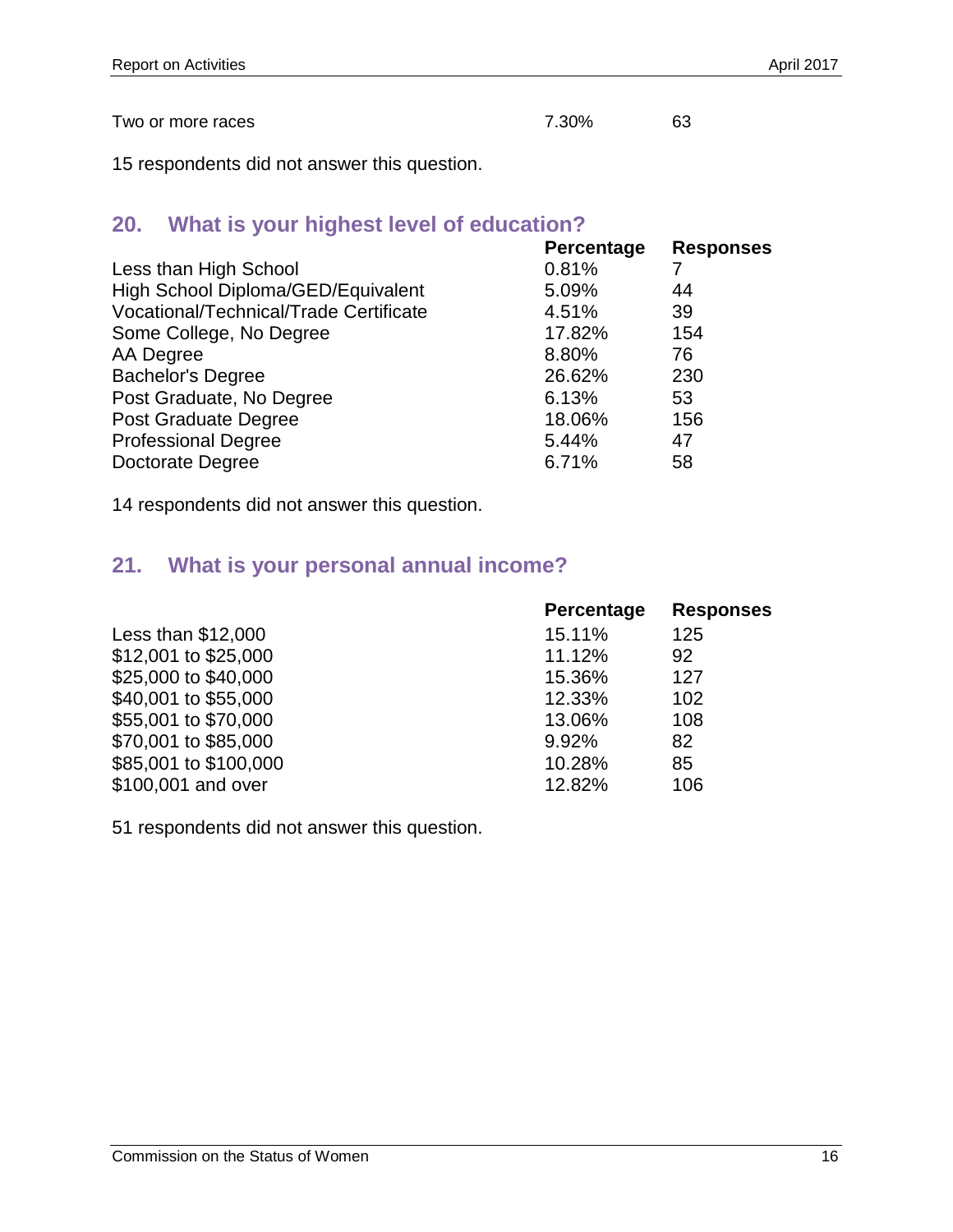| | | |
|---|---|---|
| Two or more races | 7.30% | 63 |

15 respondents did not answer this question.

## 20. What is your highest level of education?

| | Percentage | Responses |
|---|---|---|
| Less than High School | 0.81% | 7 |
| High School Diploma/GED/Equivalent | 5.09% | 44 |
| Vocational/Technical/Trade Certificate | 4.51% | 39 |
| Some College, No Degree | 17.82% | 154 |
| AA Degree | 8.80% | 76 |
| Bachelor's Degree | 26.62% | 230 |
| Post Graduate, No Degree | 6.13% | 53 |
| Post Graduate Degree | 18.06% | 156 |
| Professional Degree | 5.44% | 47 |
| Doctorate Degree | 6.71% | 58 |

14 respondents did not answer this question.

## 21. What is your personal annual income?

| | Percentage | Responses |
|---|---|---|
| Less than $12,000 | 15.11% | 125 |
| $12,001 to $25,000 | 11.12% | 92 |
| $25,000 to $40,000 | 15.36% | 127 |
| $40,001 to $55,000 | 12.33% | 102 |
| $55,001 to $70,000 | 13.06% | 108 |
| $70,001 to $85,000 | 9.92% | 82 |
| $85,001 to $100,000 | 10.28% | 85 |
| $100,001 and over | 12.82% | 106 |

51 respondents did not answer this question.